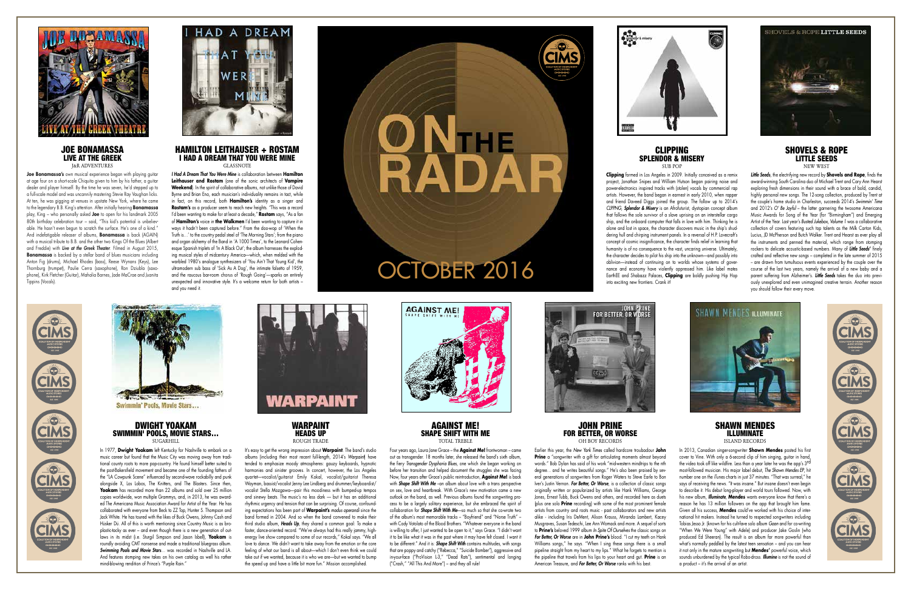# ON THE RADAR

## OCTOBER 2016

## JOE BONAMASSA
### LIVE AT THE GREEK
J&R ADVENTURES

**Joe Bonamassa's** own musical experience began with playing guitar at age four on a short-scale Chiquita given to him by his father, a guitar dealer and player himself. By the time he was seven, he'd stepped up to a full-scale model and was uncannily mastering Stevie Ray Vaughan licks. At ten, he was gigging at venues in upstate New York, where he came to the legendary B.B. King's attention. After initially hearing **Bonamassa** play, King – who personally asked **Joe** to open for his landmark 2005 80th birthday celebration tour – said, "This kid's potential is unbelievable. He hasn't even begun to scratch the surface. He's one of a kind." And indefatigable releaser of albums, **Bonamassa** is back (AGAIN) with a musical tribute to B.B. and the other two Kings Of the Blues (Albert and Freddie) with *Live at the Greek Theater*. Filmed in August 2015, **Bonamassa** is backed by a stellar band of blues musicians including Anton Fig (drums), Michael Rhodes (bass), Reese Wynans (Keys), Lee Thornburg (trumpet), Paulie Cerra (saxophone), Ron Dziubla (saxophone), Kirk Fletcher (Guitar), Mahalia Barnes, Jade MacRae and Juanita Tippins (Vocals).

## HAMILTON LEITHAUSER + ROSTAM
### I HAD A DREAM THAT YOU WERE MINE
GLASSNOTE

*I Had A Dream That You Were Mine* is collaboration between **Hamilton Leithauser and Rostam** (one of the sonic architects of **Vampire Weekend**). In the spirit of collaborative albums, not unlike those of David Byrne and Brian Eno, each musician's individuality remains in tact, while in fact, on this record, both **Hamilton's** identity as a singer and **Rostam's** as a producer seem to reach new heights. "This was a record I'd been wanting to make for at least a decade," **Rostam** says, "As a fan of **Hamilton's** voice in **the Walkmen** I'd been wanting to capture it in ways it hadn't been captured before." From the doo-wop of 'When the Truth is…' to the country pedal steel of 'The Morning Stars'; from the piano and organ alchemy of the Band in 'A 1000 Times', to the Leonard Cohen-esque Spanish triplets of 'In A Black Out'; the album harnesses the exploding musical styles of midcentury America—which, when melded with the warbled 1980's analogue synthesizers of 'You Ain't That Young Kid', the ultramodern sub bass of 'Sick As A Dog', the intimate falsetto of 1959, and the raucous bar-room chorus of 'Rough Going'—sparks an entirely unexpected and innovative style. It's a welcome return for both artists – and you need it.

## CLIPPING
### SPLENDOR & MISERY
SUB POP

**Clipping** formed in Los Angeles in 2009. Initially conceived as a remix project, Jonathan Snipes and William Hutson began pairing noise and power-electronics inspired tracks with (stolen) vocals by commercial rap artists. However, the band began in earnest in early 2010, when rapper and friend Daveed Diggs joined the group. The follow up to 2014's *CLPPNG*, *Splendor & Misery* is an Afrofuturist, dystopian concept album that follows the sole survivor of a slave uprising on an interstellar cargo ship, and the onboard computer that falls in love with him. Thinking he is alone and lost in space, the character discovers music in the ship's shuddering hull and chirping instrument panels. In a reversal of H.P. Lovecraft's concept of cosmic insignificance, the character finds relief in learning that humanity is of no consequence to the vast, uncaring universe. Ultimately, the character decides to pilot his ship into the unknown—and possibly into oblivion—instead of continuing on to worlds whose systems of governance and economy have violently oppressed him. Like label mates EarthEE and Shabazz Palaces, **Clipping** are boldly pushing Hip Hop into exciting new frontiers. Crank it!

## SHOVELS & ROPE
### LITTLE SEEDS
NEW WEST

*Little Seeds*, the electrifying new record by **Shovels and Rope**, finds the award-winning South Carolina duo of Michael Trent and Cary Ann Hearst exploring fresh dimensions in their sound with a brace of bold, candid, highly personal new songs. The 12-song collection, produced by Trent at the couple's home studio in Charleston, succeeds 2014's *Swimmin' Time* and 2012's *O' Be Joyful* – the latter garnering the twosome Americana Music Awards for Song of the Year (for "Birmingham") and Emerging Artist of the Year. Last year's *Busted Jukebox, Volume I* was a collaborative collection of covers featuring such top talents as the Milk Carton Kids, Lucius, JD McPherson and Butch Walker. Trent and Hearst as ever play all the instruments and penned the material, which range from stomping rockers to delicate acoustic-based numbers. Many of *Little Seeds'* finely crafted and reflective new songs – completed in the late summer of 2015 – are drawn from tumultuous events experienced by the couple over the course of the last two years, namely the arrival of a new baby and a parent suffering from Alzheimer's. *Little Seeds* takes the duo into previously unexplored and even unimagined creative terrain. Another reason you should follow their every move.

## DWIGHT YOAKAM
### SWIMMIN' POOLS, MOVIE STARS…
SUGARHILL

In 1977, **Dwight Yoakam** left Kentucky for Nashville to embark on a music career but found that the Music City was moving away from traditional country roots to more pop-country. He found himself better suited to the post-Bakersfield movement and became one of the founding fathers of the "LA Cowpunk Scene" influenced by second-wave rockabilly and punk alongside X, Los Lobos, The Knitters, and The Blasters. Since then, **Yoakam** has recorded more than 22 albums and sold over 25 million copies worldwide, won multiple Grammys, and, in 2013, he was awarded The Americana Music Association Award for Artist of the Year. He has collaborated with everyone from Beck to ZZ Top, Hunter S. Thompson and Jack White. He has toured with the likes of Buck Owens, Johnny Cash and Hüsker Dü. All of this is worth mentioning since Country Music is as bro-plastic-tacky as ever – and even though there is a new generation of outlaws in its midst (i.e. Sturgil Simpson and Jason Isbell), **Yoakam** is roundly avoiding CMT nonsense and made a traditional bluegrass album. *Swimming Pools and Movie Stars*… was recorded in Nashville and LA. And features stomping new takes on his own catalog as well his rather mind-blowing rendition of Prince's "Purple Rain."

## WARPAINT
### HEADS UP
ROUGH TRADE

It's easy to get the wrong impression about **Warpaint**. The band's studio albums (including their most recent full-length, 2014's *Warpaint*) have tended to emphasize moody atmospheres: gauzy keyboards, hypnotic harmonies and sinister grooves. In concert, however, the Los Angeles quartet—vocalist/guitarist Emily Kokal, vocalist/guitarist Theresa Wayman, bassist/vocalist Jenny Lee Lindberg and drummer/keyboardist/vocalist Stella Mozgawa—pair this moodiness with bumped-up tempos and sinewy beats. The music's no less dark — but it has an additional rhythmic urgency and tension that can be surprising. Of course, confounding expectations has been part of **Warpaint's** *modus operandi* since the band formed in 2004. And so when the band convened to make their third studio album, *Heads Up*, they shared a common goal: To make a faster, dance-oriented record. "We've always had this really jammy, high-energy live show compared to some of our records," Kokal says. "We all love to dance. We didn't want to take away from the emotion or the core feeling of what our band is all about—which I don't even think we could take out if we wanted, because it is who we are—but we wanted to bump the speed up and have a little bit more fun." Mission accomplished.

## AGAINST ME!
### SHAPE SHIFT WITH ME
TOTAL TREBLE

Four years ago, Laura Jane Grace – the **Against Me!** frontwoman – came out as transgender. 18 months later, she released the band's sixth album, the fiery *Transgender Dysphoria Blues*, one which she began working on before her transition and helped document the struggles she was facing. Now, four years after Grace's public reintroduction, **Against Me!** is back with *Shape Shift With Me* –an album about love with a trans perspective on sex, love and heartbreak. With Grace's new motivation came a new outlook on the band, as well. Previous albums found the songwriting process to be a largely solitary experience, but she embraced the spirit of collaboration for *Shape Shift With Me*—so much so that she co-wrote two of the album's most memorable tracks – "Boyfriend" and "Norse Truth" – with Cody Votolato of the Blood Brothers. "Whatever everyone in the band is willing to offer, I just wanted to be open to it," says Grace. "I didn't want it to be like what it was in the past where it may have felt closed. I want it to be different." And it is. *Shape Shift With* contains multitudes, with songs that are poppy and catchy ("Rebecca," "Suicide Bomber"), aggressive and in-your-face ("ProVision L-3," "Dead Rats"), sentimental and longing ("Crash," "All This And More") – and they all rule!

## JOHN PRINE
### FOR BETTER, OR WORSE
OH BOY RECORDS

Earlier this year, the *New York Times* called hardcore troubadour **John Prine** a "songwriter with a gift for articulating moments almost beyond words." Bob Dylan has said of his work "mid-western mindtrips to the nth degree… and he writes beautiful songs." He's also been praised by several generations of songwriters from Roger Waters to Steve Earle to Bon Iver's Justin Vernon. *For Better, Or Worse*, is a collection of classic songs originally written or popularized by artists like Hank Williams, George Jones, Ernest Tubb, Buck Owens and others, and recorded here as duets (plus one solo **Prine** recording) with some of the most prominent female artists from country and roots music - past collaborators and new artists alike - including Iris DeMent, Alison Krauss, Miranda Lambert, Kacey Musgraves, Susan Tedeschi, Lee Ann Womack and more. A sequel of sorts to **Prine's** beloved 1999 album *In Spite Of Ourselves* the classic songs on *For Better, Or Worse* are in **John Prine's** blood. "I cut my teeth on Hank Williams songs," he says. "When I sing these songs there is a small pipeline straight from my heart to my lips." What he forgets to mention is the pipeline that travels from his lips to your heart and gut. **Prine** is an American Treasure, and *For Better, Or Worse* ranks with his best.

## SHAWN MENDES
### ILLUMINATE
ISLAND RECORDS

In 2013, Canadian singer-songwriter **Shawn Mendes** posted his first cover to Vine. With only a 6-second clip of him singing, guitar in hand, the video took off like wildfire. Less than a year later he was the app's 3rd most-followed musician. His major label debut, *The Shawn Mendes EP*, hit number one on the iTunes charts in just 37 minutes. "That was surreal," he says of receiving the news. "It was insane." But insane doesn't even begin to describe it. His debut long-player and world tours followed. Now, with his new album, *Illuminate*, **Mendes** wants everyone know that there's a reason he has 13 million followers on the app that brought him fame. Given all his success, **Mendes** could've worked with his choice of international hit makers. Instead he turned to respected songwriters including Tobias Jesso Jr. (known for his cult-fave solo album *Goon* and for co-writing "When We Were Young" with Adele) and producer Jake Goslin (who produced Ed Sheeran). The result is an album far more powerful than what's normally peddled by the latest teen sensation – and you can hear it not only in the mature songwriting but **Mendes'** powerful voice, which sounds unburdened by the typical Robo-dross. *Illumine* is not the sound of a product – it's the arrival of an artist.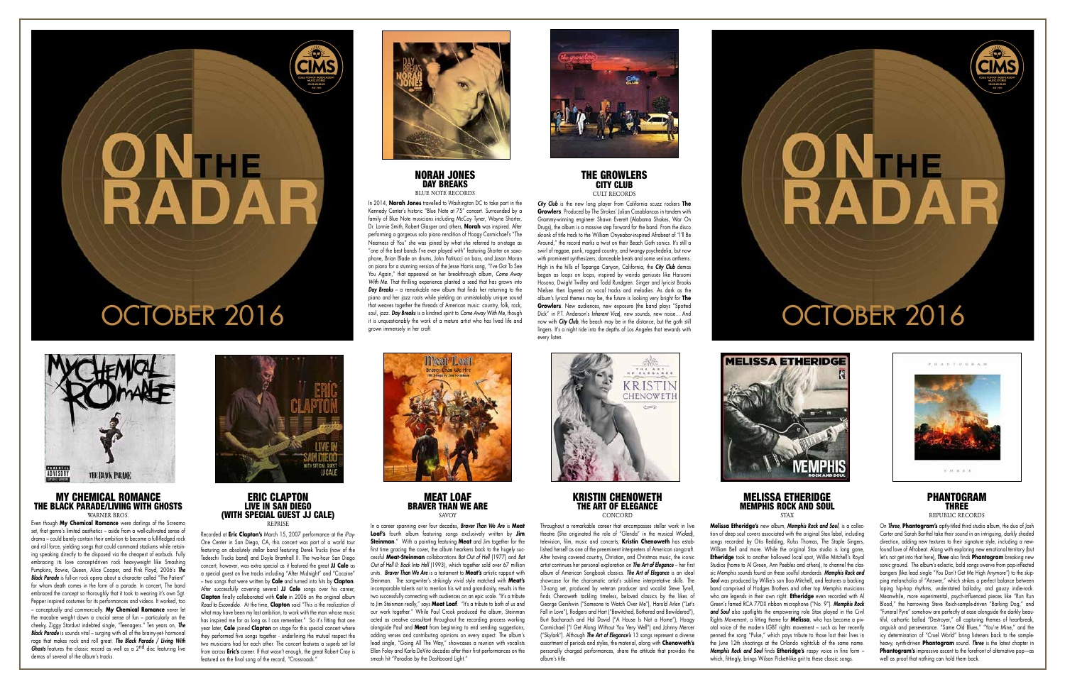# ON THE RADAR

# OCTOBER 2016

## NORAH JONES
### DAY BREAKS
BLUE NOTE RECORDS

In 2014, **Norah Jones** travelled to Washington DC to take part in the Kennedy Center's historic "Blue Note at 75" concert. Surrounded by a family of Blue Note musicians including McCoy Tyner, Wayne Shorter, Dr. Lonnie Smith, Robert Glasper and others, **Norah** was inspired. After performing a gorgeous solo piano rendition of Hoagy Carmichael's "The Nearness of You" she was joined by what she referred to on-stage as "one of the best bands I've ever played with" featuring Shorter on saxophone, Brian Blade on drums, John Patitucci on bass, and Jason Moran on piano for a stunning version of the Jesse Harris song, "I've Got To See You Again," that appeared on her breakthrough album, *Come Away With Me*. That thrilling experience planted a seed that has grown into *Day Breaks* – a remarkable new album that finds her returning to the piano and her jazz roots while yielding an unmistakably unique sound that weaves together the threads of American music: country, folk, rock, soul, jazz. *Day Breaks* is a kindred spirit to *Come Away With Me*, though it is unquestionably the work of a mature artist who has lived life and grown immensely in her craft.

## THE GROWLERS
### CITY CLUB
CULT RECORDS

*City Club* is the new long player from California scuzz rockers **The Growlers**. Produced by The Strokes' Julian Casablancas in tandem with Grammy-winning engineer Shawn Everett (Alabama Shakes, War On Drugs), the album is a massive step forward for the band. From the disco skronk of title track to the William Onyeabor-inspired Afrobeat of "I'll Be Around," the record marks a twist on their Beach Goth sonics. It's still a swirl of reggae, punk, ragged country, and twangy psychedelia, but now with prominent synthesizers, danceable beats and some serious anthems. High in the hills of Topanga Canyon, California, the *City Club* demos began as loops on loops, inspired by weirdo geniuses like Haruomi Hosono, Dwight Twilley and Todd Rundgren. Singer and lyricist Brooks Nielsen then layered on vocal tracks and melodies. As dark as the album's lyrical themes may be, the future is looking very bright for **The Growlers**. New audiences, new exposure (the band plays "Spotted Dick" in P.T. Anderson's *Inherent Vice*), new sounds, new noise... And now with *City Club*, the beach may be in the distance, but the goth still lingers. It's a night ride into the depths of Los Angeles that rewards with every listen.

## MY CHEMICAL ROMANCE
### THE BLACK PARADE/LIVING WITH GHOSTS
WARNER BROS.

Even though **My Chemical Romance** were darlings of the Screamo set, that genre's limited aesthetics – aside from a well-cultivated sense of drama – could barely contain their ambition to become a full-fledged rock and roll force, yielding songs that could command stadiums while retaining speaking directly to the disposed via the cheapest of earbuds. Fully embracing its love concept-driven rock heavyweight like Smashing Pumpkins, Bowie, Queen, Alice Cooper, and Pink Floyd, 2006's *The Black Parade* is full-on rock opera about a character called "The Patient" for whom death comes in the form of a parade. In concert, The band embraced the concept so thoroughly that it took to wearing it's own Sgt. Pepper inspired costumes for its performances and videos. It worked, too – conceptually and commercially. **My Chemical Romance** never let the macabre weight drown a crucial sense of fun – particularly on the cheeky, Ziggy Stardust indebted single, "Teenagers." Ten years on, *The Black Parade* is sounds vital – surging with all of the brainy-yet hormonal rage that makes rock and roll great. *The Black Parade / Living With Ghosts* features the classic record as well as a 2nd disc featuring live demos of several of the album's tracks.

## ERIC CLAPTON
### LIVE IN SAN DIEGO (WITH SPECIAL GUEST JJ CALE)
REPRISE

Recorded at **Eric Clapton's** March 15, 2007 performance at the iPay-One Center in San Diego, CA, this concert was part of a world tour featuring an absolutely stellar band featuring Derek Trucks (now of the Tedeschi Trucks band) and Doyle Bramhall II. The two-hour San Diego concert, however, was extra special as it featured the great **JJ Cale** as a special guest on five tracks including "After Midnight" and "Cocaine" – two songs that were written by **Cale** and turned into hits by **Clapton**. After successfully covering several **JJ Cale** songs over his career, **Clapton** finally collaborated with **Cale** in 2006 on the original album *Road to Escondido*. At the time, **Clapton** said "This is the realization of what may have been my last ambition, to work with the man whose music has inspired me for as long as I can remember." So it's fitting that one year later, **Cale** joined **Clapton** on stage for this special concert where they performed five songs together - underlining the mutual respect the two musicians had for each other. The concert features a superb set list from across **Eric's** career. If that wasn't enough, the great Robert Cray is featured on the final song of the record, "Crossroads."

## MEAT LOAF
### BRAVER THAN WE ARE
SAVOY

In a career spanning over four decades, *Braver Than We Are* is **Meat Loaf's** fourth album featuring songs exclusively written by **Jim Steinman**." With a painting featuring **Meat** and Jim together for the first time gracing the cover, the album hearkens back to the hugely successful **Meat-Steinman** collaborations *Bat Out of Hell* (1977) and *Bat Out of Hell II: Back Into Hell* (1993), which together sold over 67 million units. *Braver Than We Are* is a testament to **Meat's** artistic rapport with Steinman. The songwriter's strikingly vivid style matched with **Meat's** incomparable talents not to mention his wit and grandiosity, results in the two successfully connecting with audiences on an epic scale. "It's a tribute to Jim Steinman really," says **Meat Loaf**. "It's a tribute to both of us and our work together." While Paul Crook produced the album, Steinman acted as creative consultant throughout the recording process working alongside Paul and **Meat** from beginning to end sending suggestions, adding verses and contributing opinions on every aspect. The album's lead single, "Going All The Way," showcases a reunion with vocalists Ellen Foley and Karla DeVito decades after their first performances on the smash hit "Paradise by the Dashboard Light."

## KRISTIN CHENOWETH
### THE ART OF ELEGANCE
CONCORD

Throughout a remarkable career that encompasses stellar work in live theatre (She originated the role of "Glenda" in the musical *Wicked*), television, film, music and concerts, **Kristin Chenoweth** has established herself as one of the preeminent interpreters of American songcraft. After having covered country, Christian, and Christmas music, the iconic artist continues her personal exploration on *The Art of Elegance* – her first album of American Songbook classics. *The Art of Elegance* is an ideal showcase for the charismatic artist's sublime interpretative skills. The 13-song set, produced by veteran producer and vocalist Steve Tyrell, finds Chenoweth tackling timeless, beloved classics by the likes of George Gershwin ("Someone to Watch Over Me"), Harold Arlen ("Let's Fall in Love"), Rodgers and Hart ("Bewitched, Bothered and Bewildered"), Burt Bacharach and Hal David ("A House Is Not a Home"), Hoagy Carmichael ("I Get Along Without You Very Well") and Johnny Mercer ("Skylark"). Although *The Art of Elegance's* 13 songs represent a diverse assortment of periods and styles, the material, along with **Chenoweth's** personally charged performances, share the attitude that provides the album's title.

## MELISSA ETHERIDGE
### MEMPHIS ROCK AND SOUL
STAX

**Melissa Etheridge's** new album, *Memphis Rock and Soul*, is a collection of deep soul covers associated with the original Stax label, including songs recorded by Otis Redding, Rufus Thomas, The Staple Singers, William Bell and more. While the original Stax studio is long gone, **Etheridge** took to another hallowed local spot, Willie Mitchell's Royal Studios (home to Al Green, Ann Peebles and others), to channel the classic Memphis sounds found on these soulful standards. *Memphis Rock and Soul* was produced by Willie's son Boo Mitchell, and features a backing band comprised of Hodges Brothers and other top Memphis musicians who are legends in their own right. **Etheridge** even recorded with Al Green's famed RCA 77DX ribbon microphone ("No. 9"). *Memphis Rock and Soul* also spotlights the empowering role Stax played in the Civil Rights Movement, a fitting theme for **Melissa**, who has become a pivotal voice of the modern LGBT rights movement – such as her recently penned the song "Pulse," which pays tribute to those lost their lives in the June 12th shootings at the Orlando nightclub of the same name. *Memphis Rock and Soul* finds **Etheridge's** raspy voice in fine form – which, fittingly, brings Wilson Pickett-like grit to these classic songs.

## PHANTOGRAM
### THREE
REPUBLIC RECORDS

On *Three*, **Phantogram's** aptly-titled third studio album, the duo of Josh Carter and Sarah Barthel take their sound in an intriguing, darkly shaded direction, adding new textures to their signature style, including a new-found love of Afrobeat. Along with exploring new emotional territory (but let's not get into that here), *Three* also finds **Phantogram** breaking new sonic ground. The album's eclectic, bold songs swerve from pop-inflected bangers (like lead single "You Don't Get Me High Anymore") to the skipping melancholia of "Answer," which strikes a perfect balance between loping hip-hop rhythms, understated balladry, and gauzy indie-rock. Meanwhile, more experimental, psych-influenced pieces like "Run Run Blood," the harrowing Steve Reich-sample-driven "Barking Dog," and "Funeral Pyre" somehow are perfectly at ease alongside the darkly beautiful, cathartic ballad "Destroyer," all capturing themes of heartbreak, anguish and perseverance. "Same Old Blues," "You're Mine," and the icy determination of "Cruel World" bring listeners back to the sample-heavy, synth-driven **Phantogram** sound. *Three* is the latest chapter in **Phantogram's** impressive ascent to the forefront of alternative pop—as well as proof that nothing can hold them back.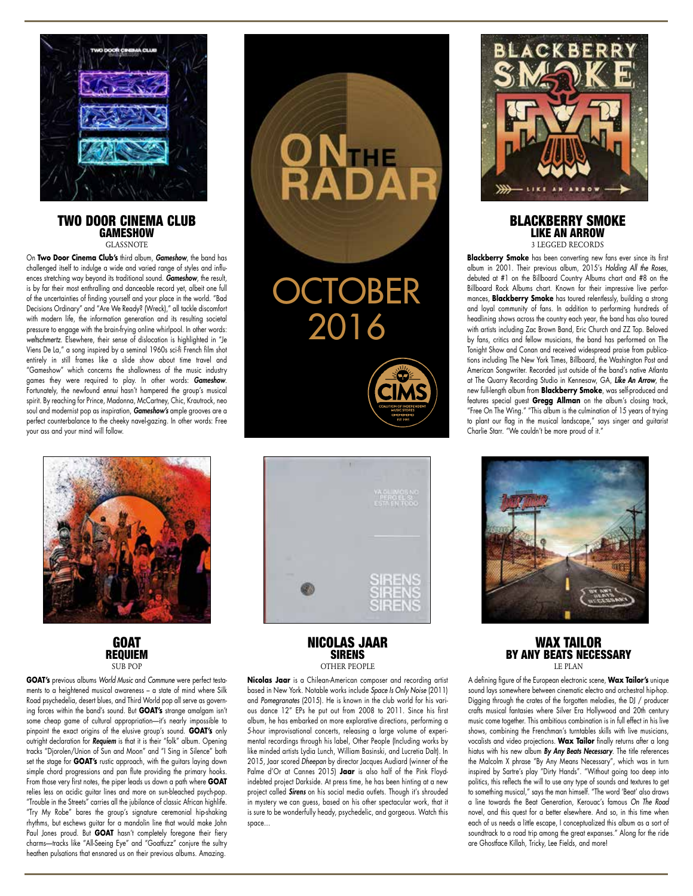# ON THE RADAR

# OCTOBER 2016

## TWO DOOR CINEMA CLUB
### GAMESHOW
GLASSNOTE

On **Two Door Cinema Club's** third album, ***Gameshow***, the band has challenged itself to indulge a wide and varied range of styles and influences stretching way beyond its traditional sound. ***Gameshow***, the result, is by far their most enthralling and danceable record yet, albeit one full of the uncertainties of finding yourself and your place in the world. "Bad Decisions Ordinary" and "Are We Ready? (Wreck)," all tackle discomfort with modern life, the information generation and its resulting societal pressure to engage with the brain-frying online whirlpool. In other words: *weltschmertz*. Elsewhere, their sense of dislocation is highlighted in "Je Viens De La," a song inspired by a seminal 1960s sci-fi French film shot entirely in still frames like a slide show about time travel and "Gameshow" which concerns the shallowness of the music industry games they were required to play. In other words: ***Gameshow***. Fortunately, the newfound *ennui* hasn't hampered the group's musical spirit. By reaching for Prince, Madonna, McCartney, Chic, Krautrock, neo soul and modernist pop as inspiration, ***Gameshow's*** ample grooves are a perfect counterbalance to the cheeky navel-gazing. In other words: Free your ass and your mind will follow.

## BLACKBERRY SMOKE
### LIKE AN ARROW
3 LEGGED RECORDS

**Blackberry Smoke** has been converting new fans ever since its first album in 2001. Their previous album, 2015's *Holding All the Roses*, debuted at #1 on the Billboard Country Albums chart and #8 on the Billboard Rock Albums chart. Known for their impressive live performances, **Blackberry Smoke** has toured relentlessly, building a strong and loyal community of fans. In addition to performing hundreds of headlining shows across the country each year, the band has also toured with artists including Zac Brown Band, Eric Church and ZZ Top. Beloved by fans, critics and fellow musicians, the band has performed on The Tonight Show and Conan and received widespread praise from publications including The New York Times, Billboard, the Washington Post and American Songwriter. Recorded just outside of the band's native Atlanta at The Quarry Recording Studio in Kennesaw, GA, ***Like An Arrow***, the new full-length album from **Blackberry Smoke**, was self-produced and features special guest **Gregg Allman** on the album's closing track, "Free On The Wing." "This album is the culmination of 15 years of trying to plant our flag in the musical landscape," says singer and guitarist Charlie Starr. "We couldn't be more proud of it."

## GOAT
### REQUIEM
SUB POP

**GOAT's** previous albums *World Music* and *Commune* were perfect testaments to a heightened musical awareness – a state of mind where Silk Road psychedelia, desert blues, and Third World pop all serve as governing forces within the band's sound. But **GOAT's** strange amalgam isn't some cheap game of cultural appropriation—it's nearly impossible to pinpoint the exact origins of the elusive group's sound. **GOAT's** only outright declaration for ***Requiem*** is that it is their "folk" album. Opening tracks "Djorolen/Union of Sun and Moon" and "I Sing in Silence" both set the stage for **GOAT's** rustic approach, with the guitars laying down simple chord progressions and pan flute providing the primary hooks. From those very first notes, the piper leads us down a path where **GOAT** relies less on acidic guitar lines and more on sun-bleached psych-pop. "Trouble in the Streets" carries all the jubilance of classic African highlife. "Try My Robe" bares the group's signature ceremonial hip-shaking rhythms, but eschews guitar for a mandolin line that would make John Paul Jones proud. But **GOAT** hasn't completely foregone their fiery charms—tracks like "All-Seeing Eye" and "Goatfuzz" conjure the sultry heathen pulsations that ensnared us on their previous albums. Amazing.

## NICOLAS JAAR
### SIRENS
OTHER PEOPLE

**Nicolas Jaar** is a Chilean-American composer and recording artist based in New York. Notable works include *Space Is Only Noise* (2011) and *Pomegranates* (2015). He is known in the club world for his various dance 12" EPs he put out from 2008 to 2011. Since his first album, he has embarked on more explorative directions, performing a 5-hour improvisational concerts, releasing a large volume of experimental recordings through his label, Other People (Including works by like minded artists Lydia Lunch, William Basinski, and Lucretia Dalt). In 2015, Jaar scored *Dheepan* by director Jacques Audiard (winner of the Palme d'Or at Cannes 2015) **Jaar** is also half of the Pink Floyd-indebted project Darkside. At press time, he has been hinting at a new project called ***Sirens*** on his social media outlets. Though it's shrouded in mystery we can guess, based on his other spectacular work, that it is sure to be wonderfully heady, psychedelic, and gorgeous. Watch this space…

## WAX TAILOR
### BY ANY BEATS NECESSARY
LE PLAN

A defining figure of the European electronic scene, **Wax Tailor's** unique sound lays somewhere between cinematic electro and orchestral hip-hop. Digging through the crates of the forgotten melodies, the DJ / producer crafts musical fantasies where Silver Era Hollywood and 20th century music come together. This ambitious combination is in full effect in his live shows, combining the Frenchman's turntables skills with live musicians, vocalists and video projections. **Wax Tailor** finally returns after a long hiatus with his new album ***By Any Beats Necessary***. The title references the Malcolm X phrase "By Any Means Necessary", which was in turn inspired by Sartre's play "Dirty Hands". "Without going too deep into politics, this reflects the will to use any type of sounds and textures to get to something musical," says the man himself. "The word 'Beat' also draws a line towards the Beat Generation, Kerouac's famous *On The Road* novel, and this quest for a better elsewhere. And so, in this time when each of us needs a little escape, I conceptualized this album as a sort of soundtrack to a road trip among the great expanses." Along for the ride are Ghostface Killah, Tricky, Lee Fields, and more!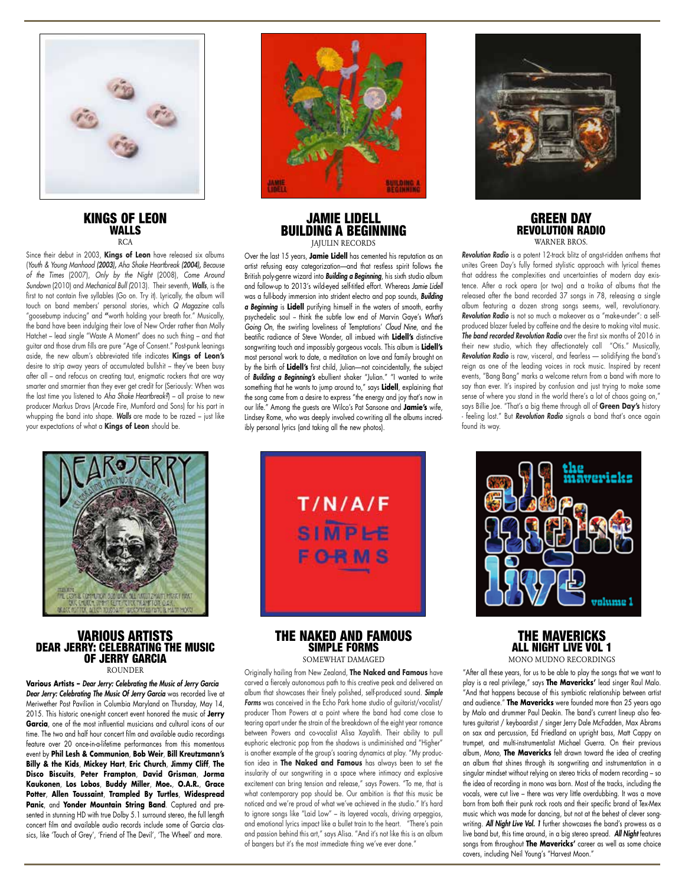## KINGS OF LEON
### WALLS
RCA

Since their debut in 2003, **Kings of Leon** have released six albums (*Youth & Young Manhood* **(2003)**, *Aha Shake Heartbreak* **(2004)**, *Because of the Times* (2007), *Only by the Night* (2008), *Come Around Sundown* (2010) and *Mechanical Bull* (2013). Their seventh, ***Walls***, is the first to not contain five syllables (Go on. Try it). Lyrically, the album will touch on band members' personal stories, which *Q Magazine* calls "goosebump inducing" and **"**worth holding your breath for." Musically, the band have been indulging their love of New Order rather than Molly Hatchet – lead single "Waste A Moment" does no such thing – and that guitar and those drum fills are pure "Age of Consent." Post-punk leanings aside, the new album's abbreviated title indicates **Kings of Leon's** desire to strip away years of accumulated bullshit – they've been busy after all – and refocus on creating taut, enigmatic rockers that are way smarter and smarmier than they ever get credit for (Seriously: When was the last time you listened to *Aha Shake Heartbreak*?) – all praise to new producer Markus Dravs (Arcade Fire, Mumford and Sons) for his part in whupping the band into shape. ***Walls*** are made to be razed – just like your expectations of what a **Kings of Leon** should be.

## JAMIE LIDELL
### BUILDING A BEGINNING
JAJULIN RECORDS

Over the last 15 years, **Jamie Lidell** has cemented his reputation as an artist refusing easy categorization—and that restless spirit follows the British poly-genre wizard into ***Building a Beginning***, his sixth studio album and follow-up to 2013's wild-eyed self-titled effort. Whereas *Jamie Lidell* was a full-body immersion into strident electro and pop sounds, ***Building a Beginning*** is **Lidell** purifying himself in the waters of smooth, earthy psychedelic soul – think the subtle low end of Marvin Gaye's *What's Going On*, the swirling loveliness of Temptations' *Cloud Nine*, and the beatific radiance of Steve Wonder, all imbued with **Lidell's** distinctive songwriting touch and impossibly gorgeous vocals. This album is **Lidell's** most personal work to date, a meditation on love and family brought on by the birth of **Lidell's** first child, Julian—not coincidentally, the subject of ***Building a Beginning's*** ebullient shaker "Julian." "I wanted to write something that he wants to jump around to," says **Lidell**, explaining that the song came from a desire to express "the energy and joy that's now in our life." Among the guests are Wilco's Pat Sansone and **Jamie's** wife, Lindsey Rome, who was deeply involved co-writing all the albums incredibly personal lyrics (and taking all the new photos).

## GREEN DAY
### REVOLUTION RADIO
WARNER BROS.

***Revolution Radio*** is a potent 12-track blitz of angst-ridden anthems that unites Green Day's fully formed stylistic approach with lyrical themes that address the complexities and uncertainties of modern day existence. After a rock opera (or two) and a troika of albums that the released after the band recorded 37 songs in 78, releasing a single album featuring a dozen strong songs seems, well, revolutionary. ***Revolution Radio*** is not so much a makeover as a "make-under": a self-produced blazer fueled by caffeine and the desire to making vital music. ***The band recorded Revolution Radio*** over the first six months of 2016 in their new studio, which they affectionately call "Otis." Musically, ***Revolution Radio*** is raw, visceral, and fearless — solidifying the band's reign as one of the leading voices in rock music. Inspired by recent events, "Bang Bang" marks a welcome return from a band with more to say than ever. It's inspired by confusion and just trying to make some sense of where you stand in the world there's a lot of chaos going on," says Billie Joe. "That's a big theme through all of **Green Day's** history - feeling lost." But ***Revolution Radio*** signals a band that's once again found its way.

## VARIOUS ARTISTS
### DEAR JERRY: CELEBRATING THE MUSIC OF JERRY GARCIA
ROUNDER

**Various Artists –** ***Dear Jerry: Celebrating the Music of Jerry Garcia***
***Dear Jerry: Celebrating The Music Of Jerry Garcia*** was recorded live at Meriwether Post Pavilion in Columbia Maryland on Thursday, May 14, 2015. This historic one-night concert event honored the music of **Jerry Garcia**, one of the most influential musicians and cultural icons of our time. The two and half hour concert film and available audio recordings feature over 20 once-in-a-lifetime performances from this momentous event by **Phil Lesh & Communion**, **Bob Weir**, **Bill Kreutzmann's Billy & the Kids**, **Mickey Hart**, **Eric Church**, **Jimmy Cliff**, **The Disco Biscuits**, **Peter Frampton**, **David Grisman**, **Jorma Kaukonen**, **Los Lobos**, **Buddy Miller**, **Moe.**, **O.A.R.**, **Grace Potter**, **Allen Toussaint**, **Trampled By Turtles**, **Widespread Panic**, and **Yonder Mountain String Band**. Captured and presented in stunning HD with true Dolby 5.1 surround stereo, the full length concert film and available audio records include some of Garcia classics, like 'Touch of Grey', 'Friend of The Devil', 'The Wheel' and more.

## THE NAKED AND FAMOUS
### SIMPLE FORMS
SOMEWHAT DAMAGED

Originally hailing from New Zealand, **The Naked and Famous** have carved a fiercely autonomous path to this creative peak and delivered an album that showcases their finely polished, self-produced sound. ***Simple Forms*** was conceived in the Echo Park home studio of guitarist/vocalist/producer Thom Powers at a point where the band had come close to tearing apart under the strain of the breakdown of the eight year romance between Powers and co-vocalist Alisa Xayalith. Their ability to pull euphoric electronic pop from the shadows is undiminished and "Higher" is another example of the group's soaring dynamics at play. "My production idea in **The Naked and Famous** has always been to set the insularity of our songwriting in a space where intimacy and explosive excitement can bring tension and release," says Powers. "To me, that is what contemporary pop should be. Our ambition is that this music be noticed and we're proud of what we've achieved in the studio." It's hard to ignore songs like "Laid Low" – its layered vocals, driving arpeggios, and emotional lyrics impact like a bullet train to the heart. "There's pain and passion behind this art," says Alisa. "And it's not like this is an album of bangers but it's the most immediate thing we've ever done."

## THE MAVERICKS
### ALL NIGHT LIVE VOL 1
MONO MUDNO RECORDINGS

"After all these years, for us to be able to play the songs that we want to play is a real privilege," says **The Mavericks'** lead singer Raul Malo. "And that happens because of this symbiotic relationship between artist and audience." **The Mavericks** were founded more than 25 years ago by Malo and drummer Paul Deakin. The band's current lineup also features guitarist / keyboardist / singer Jerry Dale McFadden, Max Abrams on sax and percussion, Ed Friedland on upright bass, Matt Cappy on trumpet, and multi-instrumentalist Michael Guerra. On their previous album, *Mono*, **The Mavericks** felt drawn toward the idea of creating an album that shines through its songwriting and instrumentation in a singular mindset without relying on stereo tricks of modern recording – so the idea of recording in mono was born. Most of the tracks, including the vocals, were cut live – there was very little overdubbing. It was a move born from both their punk rock roots and their specific brand of Tex-Mex music which was made for dancing, but not at the behest of clever songwriting. ***All Night Live Vol. 1*** further showcases the band's prowess as a live band but, this time around, in a big stereo spread. ***All Night*** features songs from throughout **The Mavericks'** career as well as some choice covers, including Neil Young's "Harvest Moon."